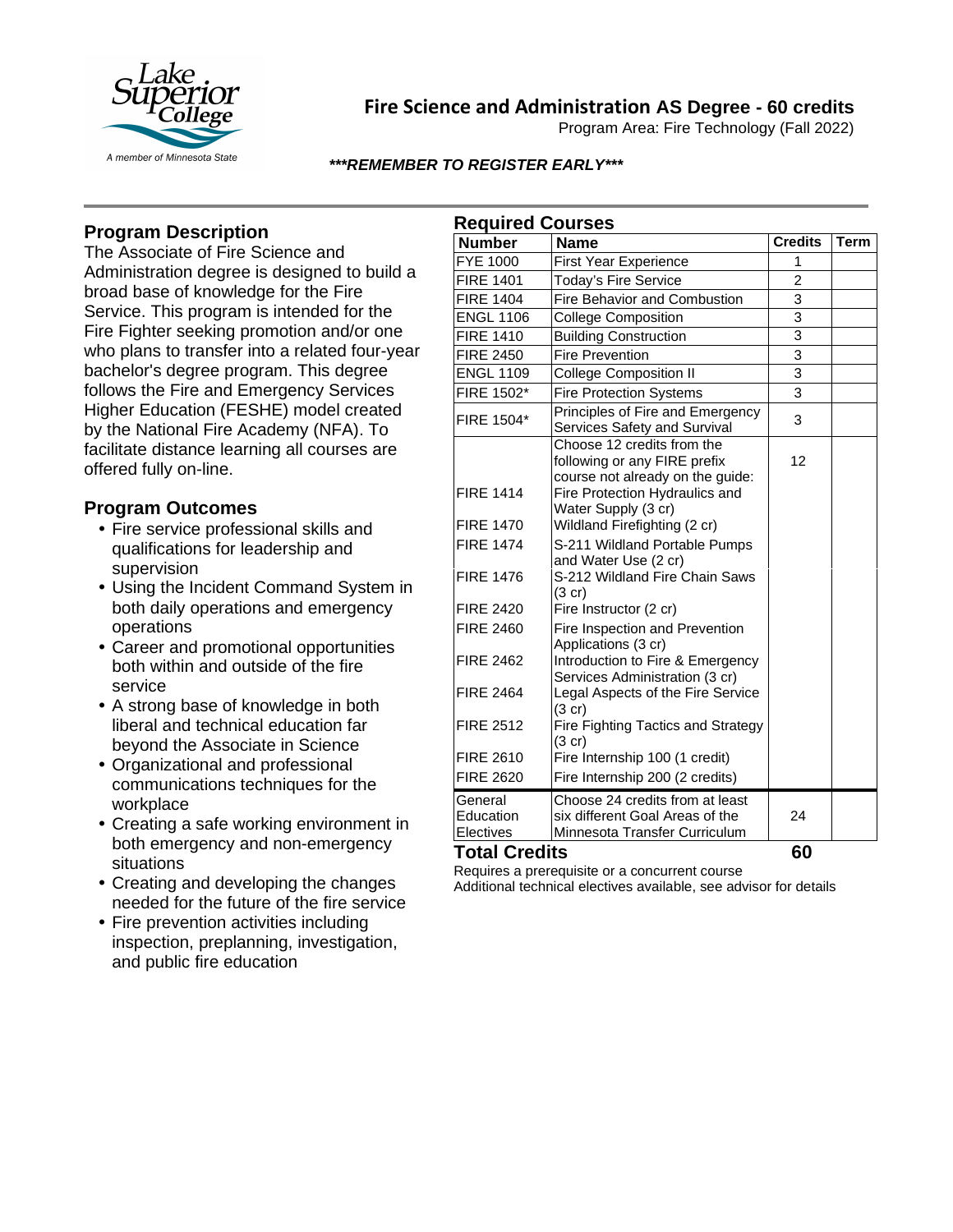# Fire Science and Administration AS Degree - 60 credits

Program Area: Fire Technology (Fall 2022)

***REMEMBER TO REGISTER EARLY***

## Program Description

The Associate of Fire Science and Administration degree is designed to build a broad base of knowledge for the Fire Service. This program is intended for the Fire Fighter seeking promotion and/or one who plans to transfer into a related four-year bachelor's degree program. This degree follows the Fire and Emergency Services Higher Education (FESHE) model created by the National Fire Academy (NFA). To facilitate distance learning all courses are offered fully on-line.

## Program Outcomes

- Fire service professional skills and qualifications for leadership and supervision
- Using the Incident Command System in both daily operations and emergency operations
- Career and promotional opportunities both within and outside of the fire service
- A strong base of knowledge in both liberal and technical education far beyond the Associate in Science
- Organizational and professional communications techniques for the workplace
- Creating a safe working environment in both emergency and non-emergency situations
- Creating and developing the changes needed for the future of the fire service
- Fire prevention activities including inspection, preplanning, investigation, and public fire education

## Required Courses

| Number | Name | Credits | Term |
|---|---|---|---|
| FYE 1000 | First Year Experience | 1 | |
| FIRE 1401 | Today's Fire Service | 2 | |
| FIRE 1404 | Fire Behavior and Combustion | 3 | |
| ENGL 1106 | College Composition | 3 | |
| FIRE 1410 | Building Construction | 3 | |
| FIRE 2450 | Fire Prevention | 3 | |
| ENGL 1109 | College Composition II | 3 | |
| FIRE 1502* | Fire Protection Systems | 3 | |
| FIRE 1504* | Principles of Fire and Emergency Services Safety and Survival | 3 | |
| | Choose 12 credits from the following or any FIRE prefix course not already on the guide: | 12 | |
| FIRE 1414 | Fire Protection Hydraulics and Water Supply (3 cr) | | |
| FIRE 1470 | Wildland Firefighting (2 cr) | | |
| FIRE 1474 | S-211 Wildland Portable Pumps and Water Use (2 cr) | | |
| FIRE 1476 | S-212 Wildland Fire Chain Saws (3 cr) | | |
| FIRE 2420 | Fire Instructor (2 cr) | | |
| FIRE 2460 | Fire Inspection and Prevention Applications (3 cr) | | |
| FIRE 2462 | Introduction to Fire & Emergency Services Administration (3 cr) | | |
| FIRE 2464 | Legal Aspects of the Fire Service (3 cr) | | |
| FIRE 2512 | Fire Fighting Tactics and Strategy (3 cr) | | |
| FIRE 2610 | Fire Internship 100 (1 credit) | | |
| FIRE 2620 | Fire Internship 200 (2 credits) | | |
| General Education Electives | Choose 24 credits from at least six different Goal Areas of the Minnesota Transfer Curriculum | 24 | |
| **Total Credits** | | **60** | |

Requires a prerequisite or a concurrent course

Additional technical electives available, see advisor for details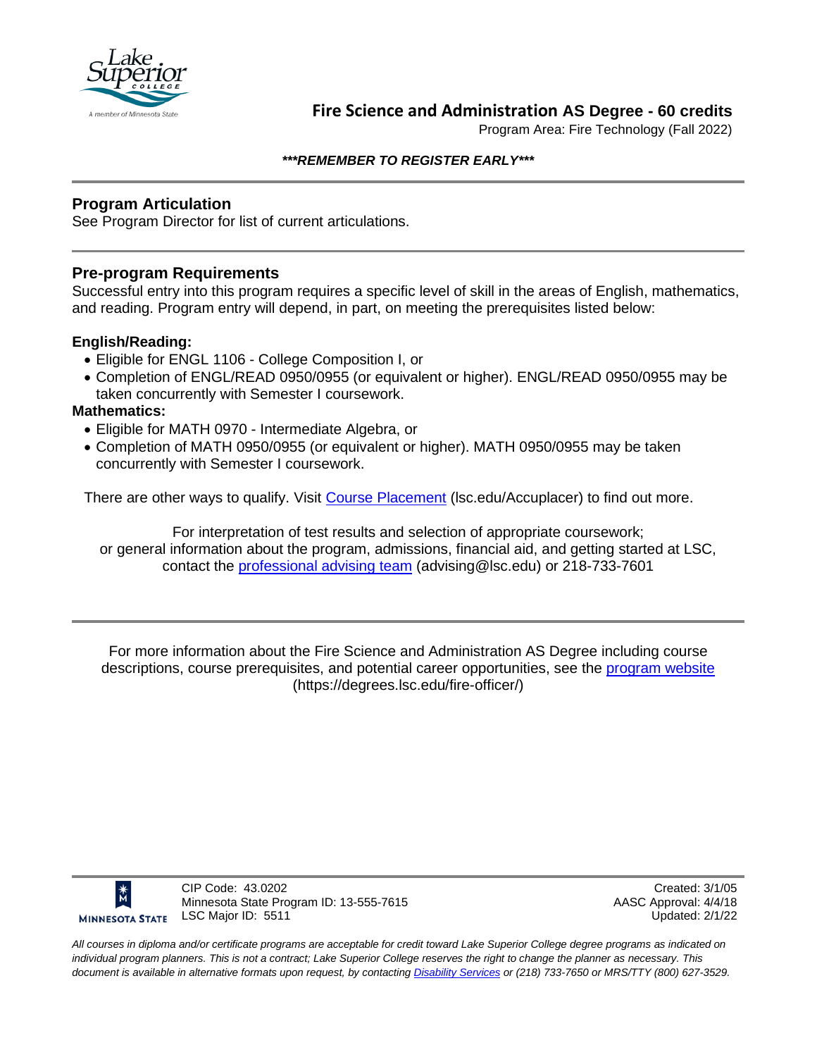# Fire Science and Administration AS Degree - 60 credits

Program Area: Fire Technology (Fall 2022)

***REMEMBER TO REGISTER EARLY***

## Program Articulation

See Program Director for list of current articulations.

## Pre-program Requirements

Successful entry into this program requires a specific level of skill in the areas of English, mathematics, and reading. Program entry will depend, in part, on meeting the prerequisites listed below:

**English/Reading:**

- Eligible for ENGL 1106 - College Composition I, or
- Completion of ENGL/READ 0950/0955 (or equivalent or higher). ENGL/READ 0950/0955 may be taken concurrently with Semester I coursework.

**Mathematics:**

- Eligible for MATH 0970 - Intermediate Algebra, or
- Completion of MATH 0950/0955 (or equivalent or higher). MATH 0950/0955 may be taken concurrently with Semester I coursework.

There are other ways to qualify. Visit Course Placement (lsc.edu/Accuplacer) to find out more.

For interpretation of test results and selection of appropriate coursework; or general information about the program, admissions, financial aid, and getting started at LSC, contact the professional advising team (advising@lsc.edu) or 218-733-7601

For more information about the Fire Science and Administration AS Degree including course descriptions, course prerequisites, and potential career opportunities, see the program website (https://degrees.lsc.edu/fire-officer/)

CIP Code: 43.0202
Minnesota State Program ID: 13-555-7615
LSC Major ID: 5511

Created: 3/1/05
AASC Approval: 4/4/18
Updated: 2/1/22

*All courses in diploma and/or certificate programs are acceptable for credit toward Lake Superior College degree programs as indicated on individual program planners. This is not a contract; Lake Superior College reserves the right to change the planner as necessary. This document is available in alternative formats upon request, by contacting Disability Services or (218) 733-7650 or MRS/TTY (800) 627-3529.*